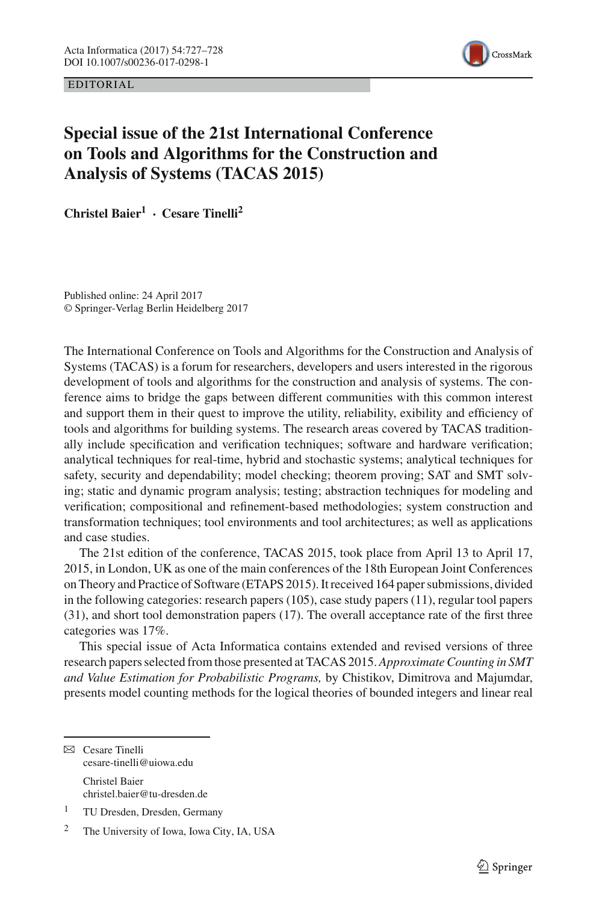EDITORIAL

# Special issue of the 21st International Conference on Tools and Algorithms for the Construction and Analysis of Systems (TACAS 2015)

**Christel Baier[1] · Cesare Tinelli[2]**

Published online: 24 April 2017
© Springer-Verlag Berlin Heidelberg 2017

The International Conference on Tools and Algorithms for the Construction and Analysis of Systems (TACAS) is a forum for researchers, developers and users interested in the rigorous development of tools and algorithms for the construction and analysis of systems. The conference aims to bridge the gaps between different communities with this common interest and support them in their quest to improve the utility, reliability, exibility and efficiency of tools and algorithms for building systems. The research areas covered by TACAS traditionally include specification and verification techniques; software and hardware verification; analytical techniques for real-time, hybrid and stochastic systems; analytical techniques for safety, security and dependability; model checking; theorem proving; SAT and SMT solving; static and dynamic program analysis; testing; abstraction techniques for modeling and verification; compositional and refinement-based methodologies; system construction and transformation techniques; tool environments and tool architectures; as well as applications and case studies.

The 21st edition of the conference, TACAS 2015, took place from April 13 to April 17, 2015, in London, UK as one of the main conferences of the 18th European Joint Conferences on Theory and Practice of Software (ETAPS 2015). It received 164 paper submissions, divided in the following categories: research papers (105), case study papers (11), regular tool papers (31), and short tool demonstration papers (17). The overall acceptance rate of the first three categories was 17%.

This special issue of Acta Informatica contains extended and revised versions of three research papers selected from those presented at TACAS 2015. *Approximate Counting in SMT and Value Estimation for Probabilistic Programs,* by Chistikov, Dimitrova and Majumdar, presents model counting methods for the logical theories of bounded integers and linear real

---

✉ Cesare Tinelli
cesare-tinelli@uiowa.edu

Christel Baier
christel.baier@tu-dresden.de

[1] TU Dresden, Dresden, Germany

[2] The University of Iowa, Iowa City, IA, USA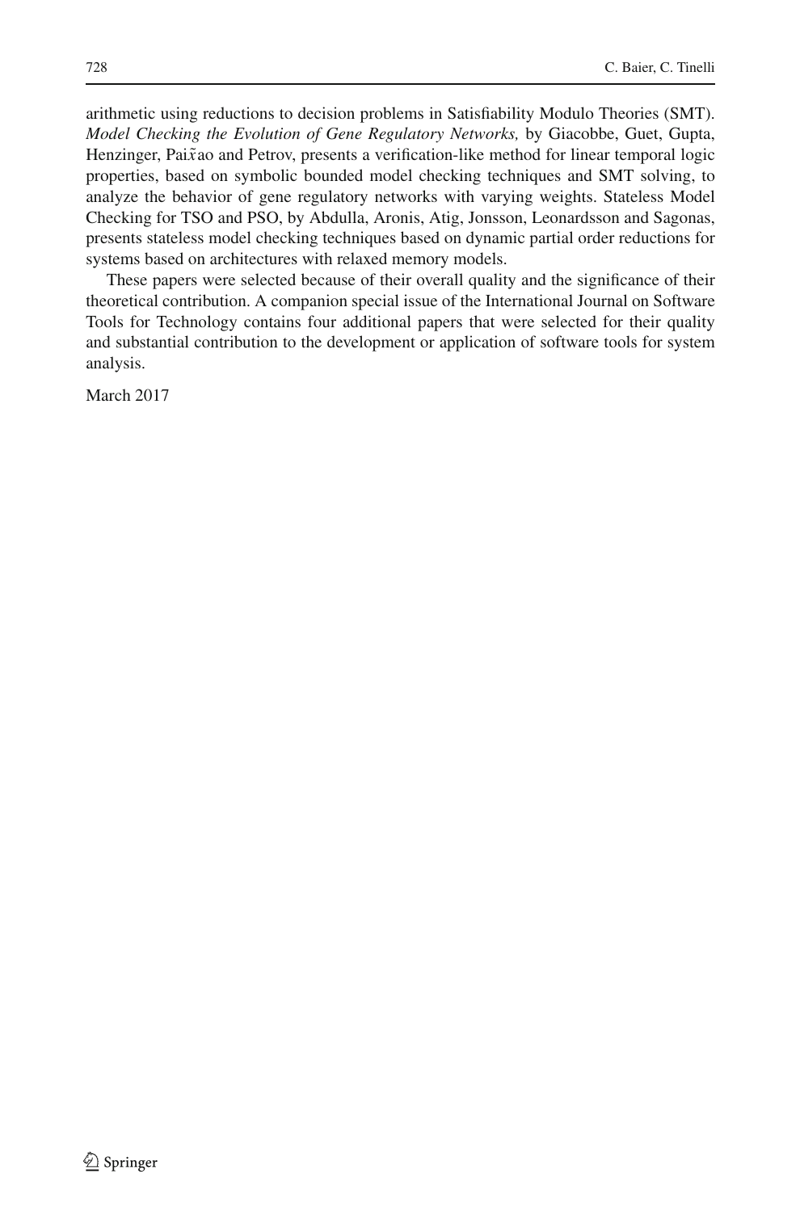arithmetic using reductions to decision problems in Satisfiability Modulo Theories (SMT). *Model Checking the Evolution of Gene Regulatory Networks,* by Giacobbe, Guet, Gupta, Henzinger, Paixão and Petrov, presents a verification-like method for linear temporal logic properties, based on symbolic bounded model checking techniques and SMT solving, to analyze the behavior of gene regulatory networks with varying weights. Stateless Model Checking for TSO and PSO, by Abdulla, Aronis, Atig, Jonsson, Leonardsson and Sagonas, presents stateless model checking techniques based on dynamic partial order reductions for systems based on architectures with relaxed memory models.

These papers were selected because of their overall quality and the significance of their theoretical contribution. A companion special issue of the International Journal on Software Tools for Technology contains four additional papers that were selected for their quality and substantial contribution to the development or application of software tools for system analysis.

March 2017